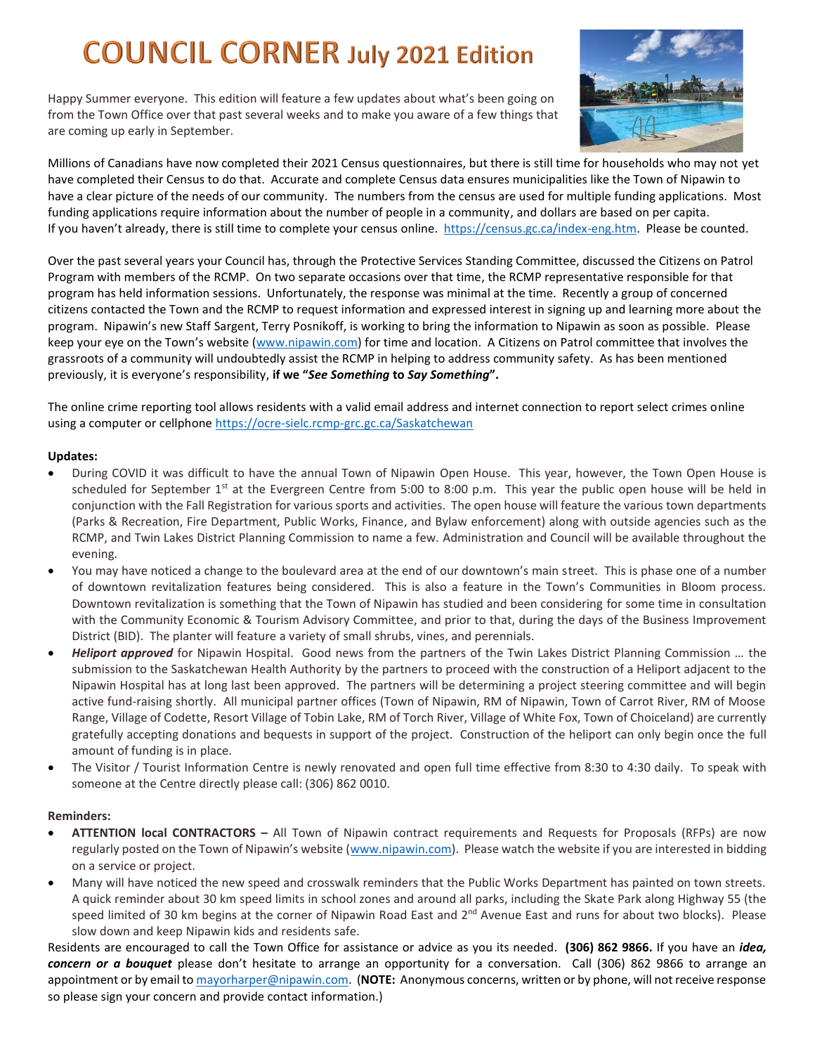# COUNCIL CORNER July 2021 Edition

Happy Summer everyone. This edition will feature a few updates about what's been going on from the Town Office over that past several weeks and to make you aware of a few things that are coming up early in September.

Millions of Canadians have now completed their 2021 Census questionnaires, but there is still time for households who may not yet have completed their Census to do that. Accurate and complete Census data ensures municipalities like the Town of Nipawin to have a clear picture of the needs of our community. The numbers from the census are used for multiple funding applications. Most funding applications require information about the number of people in a community, and dollars are based on per capita. If you haven't already, there is still time to complete your census online. https://census.gc.ca/index-eng.htm. Please be counted.

Over the past several years your Council has, through the Protective Services Standing Committee, discussed the Citizens on Patrol Program with members of the RCMP. On two separate occasions over that time, the RCMP representative responsible for that program has held information sessions. Unfortunately, the response was minimal at the time. Recently a group of concerned citizens contacted the Town and the RCMP to request information and expressed interest in signing up and learning more about the program. Nipawin's new Staff Sargent, Terry Posnikoff, is working to bring the information to Nipawin as soon as possible. Please keep your eye on the Town's website (www.nipawin.com) for time and location. A Citizens on Patrol committee that involves the grassroots of a community will undoubtedly assist the RCMP in helping to address community safety. As has been mentioned previously, it is everyone's responsibility, **if we "*See Something* to *Say Something*".**

The online crime reporting tool allows residents with a valid email address and internet connection to report select crimes online using a computer or cellphone https://ocre-sielc.rcmp-grc.gc.ca/Saskatchewan

**Updates:**

- During COVID it was difficult to have the annual Town of Nipawin Open House. This year, however, the Town Open House is scheduled for September 1st at the Evergreen Centre from 5:00 to 8:00 p.m. This year the public open house will be held in conjunction with the Fall Registration for various sports and activities. The open house will feature the various town departments (Parks & Recreation, Fire Department, Public Works, Finance, and Bylaw enforcement) along with outside agencies such as the RCMP, and Twin Lakes District Planning Commission to name a few. Administration and Council will be available throughout the evening.
- You may have noticed a change to the boulevard area at the end of our downtown's main street. This is phase one of a number of downtown revitalization features being considered. This is also a feature in the Town's Communities in Bloom process. Downtown revitalization is something that the Town of Nipawin has studied and been considering for some time in consultation with the Community Economic & Tourism Advisory Committee, and prior to that, during the days of the Business Improvement District (BID). The planter will feature a variety of small shrubs, vines, and perennials.
- ***Heliport approved*** for Nipawin Hospital. Good news from the partners of the Twin Lakes District Planning Commission … the submission to the Saskatchewan Health Authority by the partners to proceed with the construction of a Heliport adjacent to the Nipawin Hospital has at long last been approved. The partners will be determining a project steering committee and will begin active fund-raising shortly. All municipal partner offices (Town of Nipawin, RM of Nipawin, Town of Carrot River, RM of Moose Range, Village of Codette, Resort Village of Tobin Lake, RM of Torch River, Village of White Fox, Town of Choiceland) are currently gratefully accepting donations and bequests in support of the project. Construction of the heliport can only begin once the full amount of funding is in place.
- The Visitor / Tourist Information Centre is newly renovated and open full time effective from 8:30 to 4:30 daily. To speak with someone at the Centre directly please call: (306) 862 0010.

**Reminders:**

- **ATTENTION local CONTRACTORS –** All Town of Nipawin contract requirements and Requests for Proposals (RFPs) are now regularly posted on the Town of Nipawin's website (www.nipawin.com). Please watch the website if you are interested in bidding on a service or project.
- Many will have noticed the new speed and crosswalk reminders that the Public Works Department has painted on town streets. A quick reminder about 30 km speed limits in school zones and around all parks, including the Skate Park along Highway 55 (the speed limited of 30 km begins at the corner of Nipawin Road East and 2nd Avenue East and runs for about two blocks). Please slow down and keep Nipawin kids and residents safe.

Residents are encouraged to call the Town Office for assistance or advice as you its needed. **(306) 862 9866.** If you have an ***idea, concern or a bouquet*** please don't hesitate to arrange an opportunity for a conversation. Call (306) 862 9866 to arrange an appointment or by email to mayorharper@nipawin.com. (**NOTE:** Anonymous concerns, written or by phone, will not receive response so please sign your concern and provide contact information.)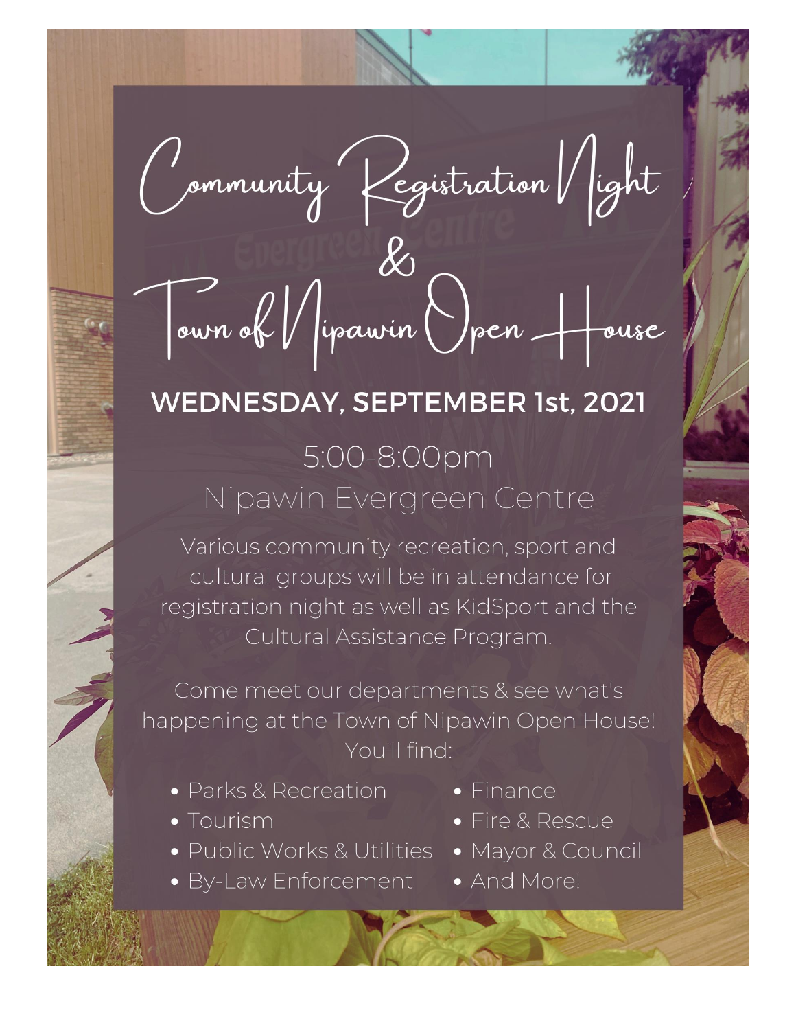# Community Registration Night & Town of Nipawin Open House

## WEDNESDAY, SEPTEMBER 1st, 2021

5:00-8:00pm

Nipawin Evergreen Centre

Various community recreation, sport and cultural groups will be in attendance for registration night as well as KidSport and the Cultural Assistance Program.

Come meet our departments & see what's happening at the Town of Nipawin Open House! You'll find:

- Parks & Recreation
- Tourism
- Public Works & Utilities
- By-Law Enforcement
- Finance
- Fire & Rescue
- Mayor & Council
- And More!